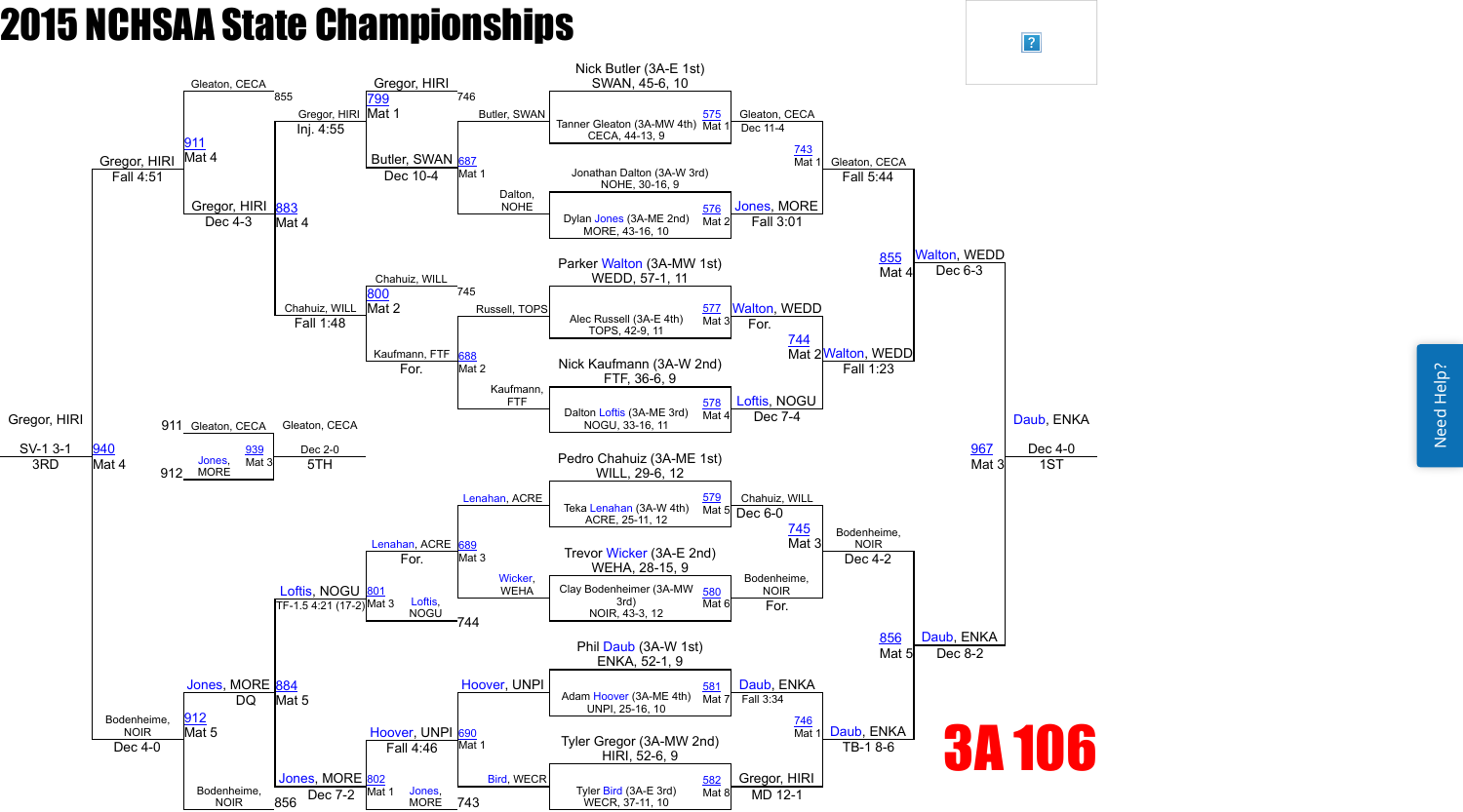# 2015 NCHSAA State Championships

## 3A 106

### Championship Bracket – First Round

| Bout | Mat | Wrestler | Winner | Result |
|---|---|---|---|---|
| 575 | Mat 1 | Nick Butler (3A-E 1st) SWAN, 45-6, 10 vs. Tanner Gleaton (3A-MW 4th) CECA, 44-13, 9 | Gleaton, CECA | Dec 11-4 |
| 576 | Mat 2 | Jonathan Dalton (3A-W 3rd) NOHE, 30-16, 9 vs. Dylan Jones (3A-ME 2nd) MORE, 43-16, 10 | Jones, MORE | Fall 3:01 |
| 577 | Mat 3 | Parker Walton (3A-MW 1st) WEDD, 57-1, 11 vs. Alec Russell (3A-E 4th) TOPS, 42-9, 11 | Walton, WEDD | For. |
| 578 | Mat 4 | Nick Kaufmann (3A-W 2nd) FTF, 36-6, 9 vs. Dalton Loftis (3A-ME 3rd) NOGU, 33-16, 11 | Loftis, NOGU | Dec 7-4 |
| 579 | Mat 5 | Pedro Chahuiz (3A-ME 1st) WILL, 29-6, 12 vs. Teka Lenahan (3A-W 4th) ACRE, 25-11, 12 | Chahuiz, WILL | Dec 6-0 |
| 580 | Mat 6 | Trevor Wicker (3A-E 2nd) WEHA, 28-15, 9 vs. Clay Bodenheimer (3A-MW 3rd) NOIR, 43-3, 12 | Bodenheime, NOIR | For. |
| 581 | Mat 7 | Phil Daub (3A-W 1st) ENKA, 52-1, 9 vs. Adam Hoover (3A-ME 4th) UNPI, 25-16, 10 | Daub, ENKA | Fall 3:34 |
| 582 | Mat 8 | Tyler Gregor (3A-MW 2nd) HIRI, 52-6, 9 vs. Tyler Bird (3A-E 3rd) WECR, 37-11, 10 | Gregor, HIRI | MD 12-1 |

### Championship Quarterfinals

| Bout | Mat | Wrestlers | Winner | Result |
|---|---|---|---|---|
| 743 | Mat 1 | Gleaton, CECA vs. Jones, MORE | Gleaton, CECA | Fall 5:44 |
| 744 | Mat 2 | Walton, WEDD vs. Loftis, NOGU | Walton, WEDD | Fall 1:23 |
| 745 | Mat 3 | Chahuiz, WILL vs. Bodenheime, NOIR | Bodenheime, NOIR | Dec 4-2 |
| 746 | Mat 1 | Daub, ENKA vs. Gregor, HIRI | Daub, ENKA | TB-1 8-6 |

### Championship Semifinals

| Bout | Mat | Wrestlers | Winner | Result |
|---|---|---|---|---|
| 855 | Mat 4 | Gleaton, CECA vs. Walton, WEDD | Walton, WEDD | Dec 6-3 |
| 856 | Mat 5 | Bodenheime, NOIR vs. Daub, ENKA | Daub, ENKA | Dec 8-2 |

### Championship Final

| Bout | Mat | Wrestlers | Winner | Result | Place |
|---|---|---|---|---|---|
| 967 | Mat 3 | Walton, WEDD vs. Daub, ENKA | Daub, ENKA | Dec 4-0 | 1ST |

### Consolation Bracket – First Round

| Bout | Mat | Wrestlers | Winner | Result |
|---|---|---|---|---|
| 687 | Mat 1 | Butler, SWAN vs. Dalton, NOHE | Butler, SWAN | Dec 10-4 |
| 688 | Mat 2 | Russell, TOPS vs. Kaufmann, FTF | Kaufmann, FTF | For. |
| 689 | Mat 3 | Lenahan, ACRE vs. Wicker, WEHA | Lenahan, ACRE | For. |
| 690 | Mat 1 | Hoover, UNPI vs. Bird, WECR | Hoover, UNPI | Fall 4:46 |

### Consolation – Second Round

| Bout | Mat | Wrestlers | Winner | Result |
|---|---|---|---|---|
| 799 | Mat 1 | Gregor, HIRI (746) vs. Butler, SWAN | Gregor, HIRI | Inj. 4:55 |
| 800 | Mat 2 | Chahuiz, WILL (745) vs. Kaufmann, FTF | Chahuiz, WILL | Fall 1:48 |
| 801 | Mat 3 | Lenahan, ACRE vs. Loftis, NOGU (744) | Loftis, NOGU | TF-1.5 4:21 (17-2) |
| 802 | Mat 1 | Hoover, UNPI vs. Jones, MORE (743) | Jones, MORE | Dec 7-2 |

### Consolation – Third Round

| Bout | Mat | Wrestlers | Winner | Result |
|---|---|---|---|---|
| 883 | Mat 4 | Gleaton, CECA (855) vs. Gregor, HIRI | Gregor, HIRI | Dec 4-3 |
| 884 | Mat 5 | Loftis, NOGU vs. Jones, MORE | Jones, MORE | DQ |

### Consolation Semifinals

| Bout | Mat | Wrestlers | Winner | Result |
|---|---|---|---|---|
| 911 | Mat 4 | Gleaton, CECA vs. Gregor, HIRI | Gregor, HIRI | Fall 4:51 |
| 912 | Mat 5 | Jones, MORE vs. Bodenheime, NOIR (856) | Bodenheime, NOIR | Dec 4-0 |

### 3rd Place

| Bout | Mat | Wrestlers | Winner | Result | Place |
|---|---|---|---|---|---|
| 940 | Mat 4 | Gregor, HIRI vs. Bodenheime, NOIR | Gregor, HIRI | SV-1 3-1 | 3RD |

### 5th Place

| Bout | Mat | Wrestlers | Winner | Result | Place |
|---|---|---|---|---|---|
| 939 | Mat 3 | Gleaton, CECA (911) vs. Jones, MORE (912) | Gleaton, CECA | Dec 2-0 | 5TH |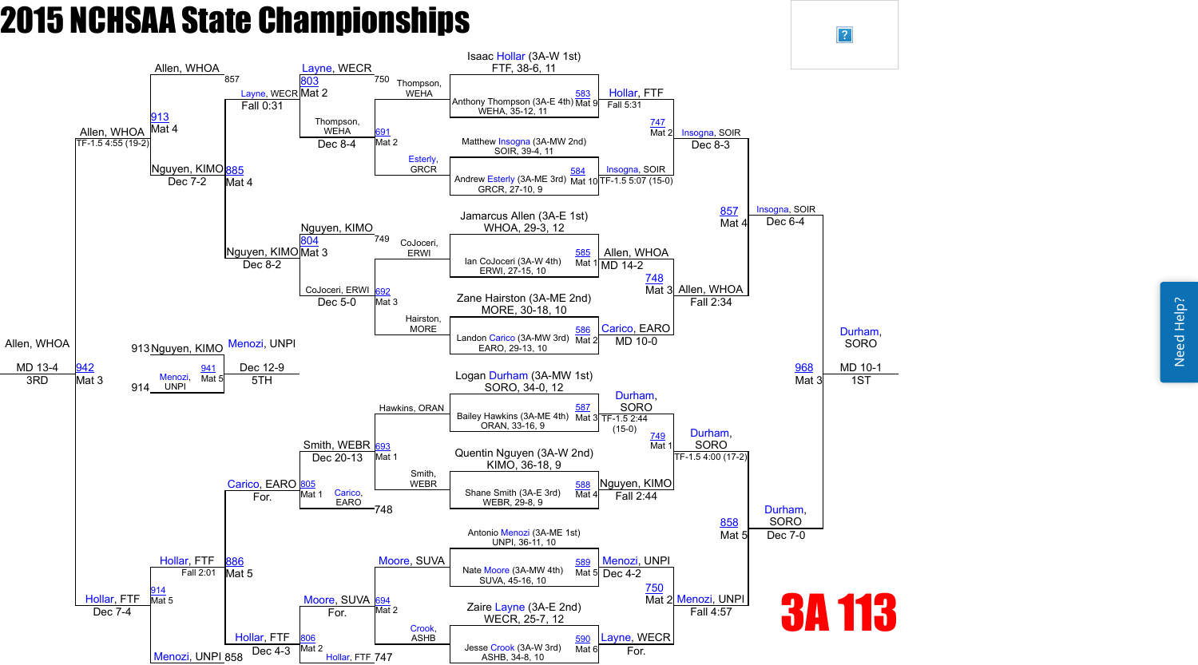# 2015 NCHSAA State Championships

## 3A 113

### Championship Bracket – First Round

| Bout | Mat | Wrestler |
| --- | --- | --- |
| 583 | Mat 9 | Isaac Hollar (3A-W 1st), FTF, 38-6, 11 |
| | | Anthony Thompson (3A-E 4th), WEHA, 35-12, 11 |
| 584 | Mat 10 | Matthew Insogna (3A-MW 2nd), SOIR, 39-4, 11 |
| | | Andrew Esterly (3A-ME 3rd), GRCR, 27-10, 9 |
| 585 | Mat 1 | Jamarcus Allen (3A-E 1st), WHOA, 29-3, 12 |
| | | Ian CoJoceri (3A-W 4th), ERWI, 27-15, 10 |
| 586 | Mat 2 | Zane Hairston (3A-ME 2nd), MORE, 30-18, 10 |
| | | Landon Carico (3A-MW 3rd), EARO, 29-13, 10 |
| 587 | Mat 3 | Logan Durham (3A-MW 1st), SORO, 34-0, 12 |
| | | Bailey Hawkins (3A-ME 4th), ORAN, 33-16, 9 |
| 588 | Mat 4 | Quentin Nguyen (3A-W 2nd), KIMO, 36-18, 9 |
| | | Shane Smith (3A-E 3rd), WEBR, 29-8, 9 |
| 589 | Mat 5 | Antonio Menozi (3A-ME 1st), UNPI, 36-11, 10 |
| | | Nate Moore (3A-MW 4th), SUVA, 45-16, 10 |
| 590 | Mat 6 | Zaire Layne (3A-E 2nd), WECR, 25-7, 12 |
| | | Jesse Crook (3A-W 3rd), ASHB, 34-8, 10 |

### Championship Bracket Results

| Bout | Mat | Winner | Result |
| --- | --- | --- | --- |
| 583 | Mat 9 | Hollar, FTF | Fall 5:31 |
| 584 | Mat 10 | Insogna, SOIR | TF-1.5 5:07 (15-0) |
| 585 | Mat 1 | Allen, WHOA | MD 14-2 |
| 586 | Mat 2 | Carico, EARO | MD 10-0 |
| 587 | Mat 3 | Durham, SORO | TF-1.5 2:44 (15-0) |
| 588 | Mat 4 | Nguyen, KIMO | Fall 2:44 |
| 589 | Mat 5 | Menozi, UNPI | Dec 4-2 |
| 590 | Mat 6 | Layne, WECR | For. |
| 747 | Mat 2 | Insogna, SOIR | Dec 8-3 |
| 748 | Mat 3 | Allen, WHOA | Fall 2:34 |
| 749 | Mat 1 | Durham, SORO | TF-1.5 4:00 (17-2) |
| 750 | Mat 2 | Menozi, UNPI | Fall 4:57 |
| 857 | Mat 4 | Insogna, SOIR | Dec 6-4 |
| 858 | Mat 5 | Durham, SORO | Dec 7-0 |
| 968 | Mat 3 | Durham, SORO (1ST) | MD 10-1 |

### Consolation Bracket

| Bout | Mat | Wrestlers | Winner | Result |
| --- | --- | --- | --- | --- |
| 691 | Mat 2 | Thompson, WEHA vs Esterly, GRCR | Thompson, WEHA | Dec 8-4 |
| 692 | Mat 3 | CoJoceri, ERWI vs Hairston, MORE | CoJoceri, ERWI | Dec 5-0 |
| 693 | Mat 1 | Hawkins, ORAN vs Smith, WEBR | Smith, WEBR | Dec 20-13 |
| 694 | Mat 2 | Moore, SUVA vs Crook, ASHB | Moore, SUVA | For. |
| 803 | Mat 2 | Layne, WECR vs Thompson, WEHA (750) | Layne, WECR | Fall 0:31 |
| 804 | Mat 3 | Nguyen, KIMO vs CoJoceri, ERWI (749) | Nguyen, KIMO | Dec 8-2 |
| 805 | Mat 1 | Smith, WEBR vs Carico, EARO (748) | Carico, EARO | For. |
| 806 | Mat 2 | Moore, SUVA vs Hollar, FTF (747) | Hollar, FTF | Dec 4-3 |
| 885 | Mat 4 | Allen, WHOA (857) vs Layne, WECR | Nguyen, KIMO | Dec 7-2 |
| 886 | Mat 5 | Carico, EARO vs Hollar, FTF | Hollar, FTF | Fall 2:01 |
| 913 | Mat 4 | Allen, WHOA vs Nguyen, KIMO | Allen, WHOA | TF-1.5 4:55 (19-2) |
| 914 | Mat 5 | Hollar, FTF vs Menozi, UNPI (858) | Hollar, FTF | Dec 7-4 |
| 941 | Mat 5 | Nguyen, KIMO (913) vs Menozi, UNPI (914) | Menozi, UNPI (5TH) | Dec 12-9 |
| 942 | Mat 3 | Allen, WHOA vs Hollar, FTF | Allen, WHOA (3RD) | MD 13-4 |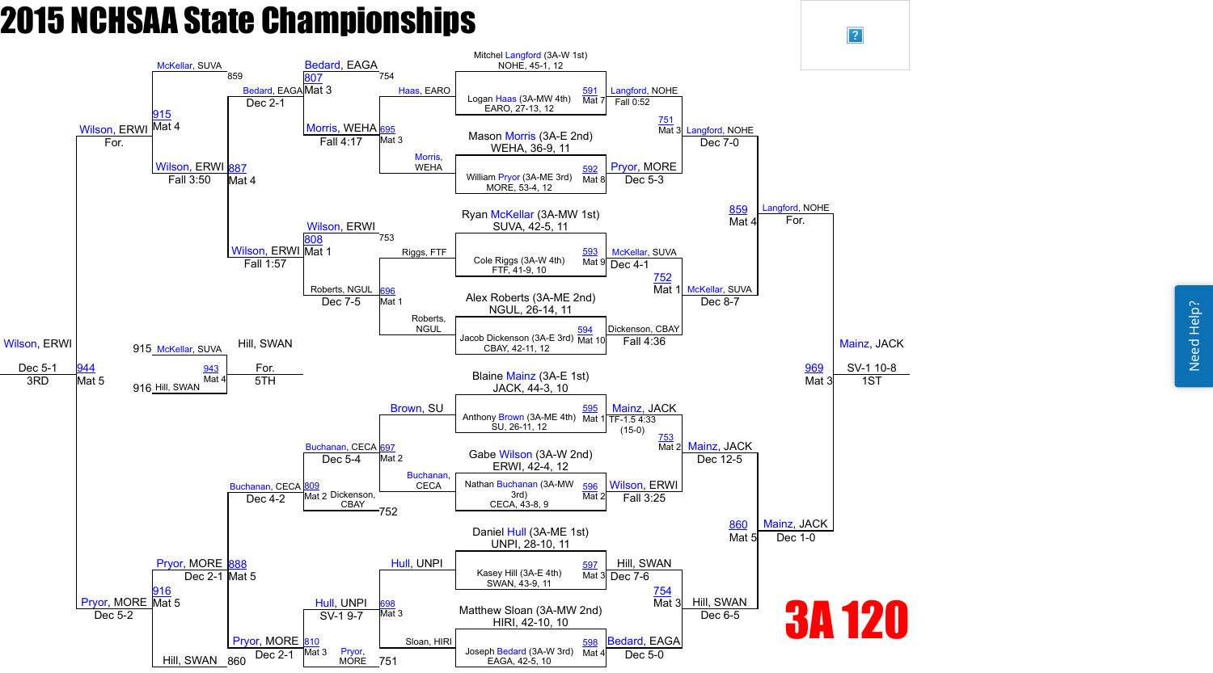# 2015 NCHSAA State Championships

## 3A 120

### Championship Bracket

**First Round**

- Mitchel Langford (3A-W 1st), NOHE, 45-1, 12 vs. Logan Haas (3A-MW 4th), EARO, 27-13, 12 — Bout 591, Mat 7 — Langford, NOHE, Fall 0:52
- Mason Morris (3A-E 2nd), WEHA, 36-9, 11 vs. William Pryor (3A-ME 3rd), MORE, 53-4, 12 — Bout 592, Mat 8 — Pryor, MORE, Dec 5-3
- Ryan McKellar (3A-MW 1st), SUVA, 42-5, 11 vs. Cole Riggs (3A-W 4th), FTF, 41-9, 10 — Bout 593, Mat 9 — McKellar, SUVA, Dec 4-1
- Alex Roberts (3A-ME 2nd), NGUL, 26-14, 11 vs. Jacob Dickenson (3A-E 3rd), CBAY, 42-11, 12 — Bout 594, Mat 10 — Dickenson, CBAY, Fall 4:36
- Blaine Mainz (3A-E 1st), JACK, 44-3, 10 vs. Anthony Brown (3A-ME 4th), SU, 26-11, 12 — Bout 595, Mat 1 — Mainz, JACK, TF-1.5 4:33 (15-0)
- Gabe Wilson (3A-W 2nd), ERWI, 42-4, 12 vs. Nathan Buchanan (3A-MW 3rd), CECA, 43-8, 9 — Bout 596, Mat 2 — Wilson, ERWI, Fall 3:25
- Daniel Hull (3A-ME 1st), UNPI, 28-10, 11 vs. Kasey Hill (3A-E 4th), SWAN, 43-9, 11 — Bout 597, Mat 3 — Hill, SWAN, Dec 7-6
- Matthew Sloan (3A-MW 2nd), HIRI, 42-10, 10 vs. Joseph Bedard (3A-W 3rd), EAGA, 42-5, 10 — Bout 598, Mat 4 — Bedard, EAGA, Dec 5-0

**Quarterfinals**

- Bout 751, Mat 3 — Langford, NOHE over Pryor, MORE — Dec 7-0
- Bout 752, Mat 1 — McKellar, SUVA over Dickenson, CBAY — Dec 8-7
- Bout 753, Mat 2 — Mainz, JACK over Wilson, ERWI — Dec 12-5
- Bout 754, Mat 3 — Hill, SWAN over Bedard, EAGA — Dec 6-5

**Semifinals**

- Bout 859, Mat 4 — Langford, NOHE over McKellar, SUVA — For.
- Bout 860, Mat 5 — Mainz, JACK over Hill, SWAN — Dec 1-0

**Final**

- Bout 969, Mat 3 — Mainz, JACK over Langford, NOHE — SV-1 10-8 — **1ST**

### Consolation Bracket

**Consolation Round 1**

- Bout 695, Mat 3 — Haas, EARO vs. Morris, WEHA — Morris, WEHA, Fall 4:17
- Bout 696, Mat 1 — Riggs, FTF vs. Roberts, NGUL — Roberts, NGUL, Dec 7-5
- Bout 697, Mat 2 — Brown, SU vs. Buchanan, CECA — Buchanan, CECA, Dec 5-4
- Bout 698, Mat 3 — Hull, UNPI vs. Sloan, HIRI — Hull, UNPI, SV-1 9-7

**Consolation Round 2**

- Bout 807, Mat 3 — Bedard, EAGA (754) vs. Morris, WEHA — Bedard, EAGA, Dec 2-1
- Bout 808, Mat 1 — Wilson, ERWI (753) vs. Roberts, NGUL — Wilson, ERWI, Fall 1:57
- Bout 809, Mat 2 — Buchanan, CECA vs. Dickenson, CBAY (752) — Buchanan, CECA, Dec 4-2
- Bout 810, Mat 3 — Hull, UNPI vs. Pryor, MORE (751) — Pryor, MORE, Dec 2-1

**Consolation Quarterfinals**

- Bout 887, Mat 4 — Bedard, EAGA vs. Wilson, ERWI — Wilson, ERWI, Fall 3:50
- Bout 888, Mat 5 — Buchanan, CECA vs. Pryor, MORE — Pryor, MORE, Dec 2-1

**Consolation Semifinals**

- Bout 915, Mat 4 — McKellar, SUVA (859) vs. Wilson, ERWI — Wilson, ERWI, For.
- Bout 916, Mat 5 — Pryor, MORE vs. Hill, SWAN (860) — Pryor, MORE, Dec 5-2

**3rd Place**

- Bout 944, Mat 5 — Wilson, ERWI over Pryor, MORE — Dec 5-1 — **3RD**

**5th Place**

- Bout 943, Mat 4 — McKellar, SUVA (915) vs. Hill, SWAN (916) — Hill, SWAN, For. — **5TH**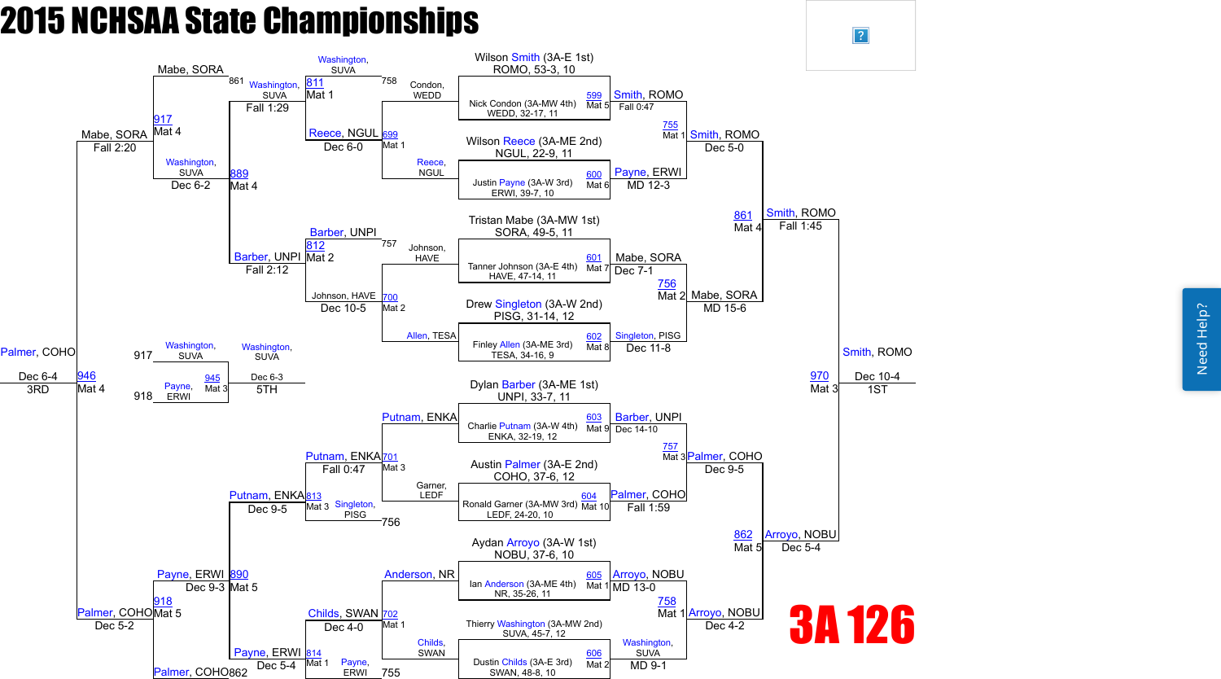# 2015 NCHSAA State Championships

## 3A 126

### Championship Bracket

**First Round**

| Bout | Wrestler 1 | Wrestler 2 | Winner | Result |
|---|---|---|---|---|
| 599 (Mat 5) | Wilson Smith (3A-E 1st) ROMO, 53-3, 10 | Nick Condon (3A-MW 4th) WEDD, 32-17, 11 | Smith, ROMO | Fall 0:47 |
| 600 (Mat 6) | Wilson Reece (3A-ME 2nd) NGUL, 22-9, 11 | Justin Payne (3A-W 3rd) ERWI, 39-7, 10 | Payne, ERWI | MD 12-3 |
| 601 (Mat 7) | Tristan Mabe (3A-MW 1st) SORA, 49-5, 11 | Tanner Johnson (3A-E 4th) HAVE, 47-14, 11 | Mabe, SORA | Dec 7-1 |
| 602 (Mat 8) | Drew Singleton (3A-W 2nd) PISG, 31-14, 12 | Finley Allen (3A-ME 3rd) TESA, 34-16, 9 | Singleton, PISG | Dec 11-8 |
| 603 (Mat 9) | Dylan Barber (3A-ME 1st) UNPI, 33-7, 11 | Charlie Putnam (3A-W 4th) ENKA, 32-19, 12 | Barber, UNPI | Dec 14-10 |
| 604 (Mat 10) | Austin Palmer (3A-E 2nd) COHO, 37-6, 12 | Ronald Garner (3A-MW 3rd) LEDF, 24-20, 10 | Palmer, COHO | Fall 1:59 |
| 605 (Mat 1) | Aydan Arroyo (3A-W 1st) NOBU, 37-6, 10 | Ian Anderson (3A-ME 4th) NR, 35-26, 11 | Arroyo, NOBU | MD 13-0 |
| 606 (Mat 2) | Thierry Washington (3A-MW 2nd) SUVA, 45-7, 12 | Dustin Childs (3A-E 3rd) SWAN, 48-8, 10 | Washington, SUVA | MD 9-1 |

**Quarterfinals**

| Bout | Wrestler 1 | Wrestler 2 | Winner | Result |
|---|---|---|---|---|
| 755 (Mat 1) | Smith, ROMO | Payne, ERWI | Smith, ROMO | Dec 5-0 |
| 756 (Mat 2) | Mabe, SORA | Singleton, PISG | Mabe, SORA | MD 15-6 |
| 757 (Mat 3) | Barber, UNPI | Palmer, COHO | Palmer, COHO | Dec 9-5 |
| 758 (Mat 1) | Arroyo, NOBU | Washington, SUVA | Arroyo, NOBU | Dec 4-2 |

**Semifinals**

| Bout | Wrestler 1 | Wrestler 2 | Winner | Result |
|---|---|---|---|---|
| 861 (Mat 4) | Smith, ROMO | Mabe, SORA | Smith, ROMO | Fall 1:45 |
| 862 (Mat 5) | Palmer, COHO | Arroyo, NOBU | Arroyo, NOBU | Dec 5-4 |

**Finals**

| Bout | Wrestler 1 | Wrestler 2 | Winner | Result |
|---|---|---|---|---|
| 970 (Mat 3) | Smith, ROMO | Arroyo, NOBU | Smith, ROMO | Dec 10-4 — 1ST |

### Consolation Bracket

**Consolation Round 1**

| Bout | Wrestler 1 | Wrestler 2 | Winner | Result |
|---|---|---|---|---|
| 699 (Mat 1) | Condon, WEDD | Reece, NGUL | Reece, NGUL | Dec 6-0 |
| 700 (Mat 2) | Johnson, HAVE | Allen, TESA | Johnson, HAVE | Dec 10-5 |
| 701 (Mat 3) | Putnam, ENKA | Garner, LEDF | Putnam, ENKA | Fall 0:47 |
| 702 (Mat 1) | Anderson, NR | Childs, SWAN | Childs, SWAN | Dec 4-0 |

**Consolation Round 2**

| Bout | Wrestler 1 | Wrestler 2 | Winner | Result |
|---|---|---|---|---|
| 811 (Mat 1) | Washington, SUVA (758) | Reece, NGUL | Washington, SUVA | Fall 1:29 |
| 812 (Mat 2) | Barber, UNPI (757) | Johnson, HAVE | Barber, UNPI | Fall 2:12 |
| 813 (Mat 3) | Putnam, ENKA | Singleton, PISG (756) | Putnam, ENKA | Dec 9-5 |
| 814 (Mat 1) | Childs, SWAN | Payne, ERWI (755) | Payne, ERWI | Dec 5-4 |

**Consolation Semifinals**

| Bout | Wrestler 1 | Wrestler 2 | Winner | Result |
|---|---|---|---|---|
| 889 (Mat 4) | Washington, SUVA | Barber, UNPI | Washington, SUVA | Dec 6-2 |
| 890 (Mat 5) | Putnam, ENKA | Payne, ERWI | Payne, ERWI | Dec 9-3 |

**Consolation Finals**

| Bout | Wrestler 1 | Wrestler 2 | Winner | Result |
|---|---|---|---|---|
| 917 (Mat 4) | Mabe, SORA (861) | Washington, SUVA | Mabe, SORA | Fall 2:20 |
| 918 (Mat 5) | Payne, ERWI | Palmer, COHO (862) | Palmer, COHO | Dec 5-2 |

**3rd Place**

| Bout | Wrestler 1 | Wrestler 2 | Winner | Result |
|---|---|---|---|---|
| 946 (Mat 4) | Mabe, SORA | Palmer, COHO | Palmer, COHO | Dec 6-4 — 3RD |

**5th Place**

| Bout | Wrestler 1 | Wrestler 2 | Winner | Result |
|---|---|---|---|---|
| 945 (Mat 3) | Washington, SUVA (917) | Payne, ERWI (918) | Washington, SUVA | Dec 6-3 — 5TH |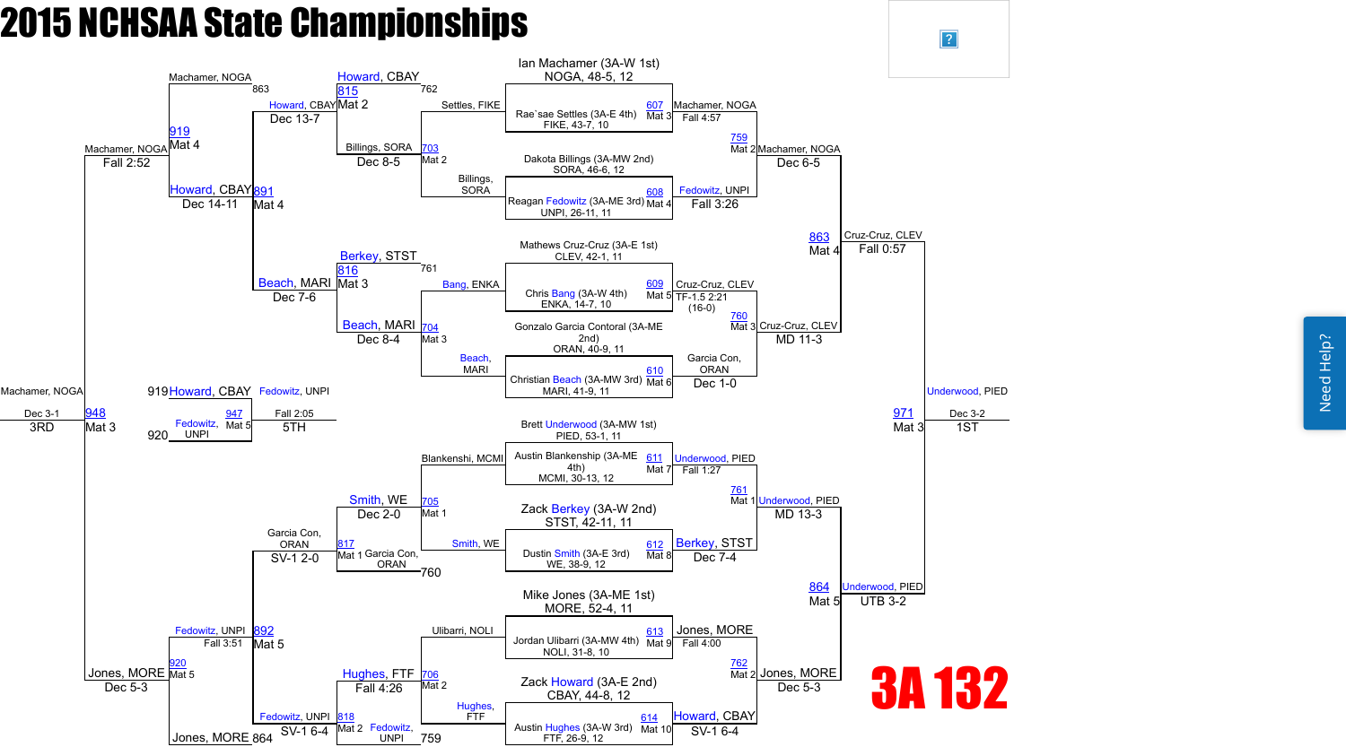# 2015 NCHSAA State Championships

## 3A 132

### Championship Bracket

**First Round**

| Bout | Mat | Wrestler | Wrestler | Winner | Result |
|---|---|---|---|---|---|
| 607 | Mat 3 | Ian Machamer (3A-W 1st) NOGA, 48-5, 12 | Rae`sae Settles (3A-E 4th) FIKE, 43-7, 10 | Machamer, NOGA | Fall 4:57 |
| 608 | Mat 4 | Dakota Billings (3A-MW 2nd) SORA, 46-6, 12 | Reagan Fedowitz (3A-ME 3rd) UNPI, 26-11, 11 | Fedowitz, UNPI | Fall 3:26 |
| 609 | Mat 5 | Mathews Cruz-Cruz (3A-E 1st) CLEV, 42-1, 11 | Chris Bang (3A-W 4th) ENKA, 14-7, 10 | Cruz-Cruz, CLEV | TF-1.5 2:21 (16-0) |
| 610 | Mat 6 | Gonzalo Garcia Contoral (3A-ME 2nd) ORAN, 40-9, 11 | Christian Beach (3A-MW 3rd) MARI, 41-9, 11 | Garcia Con, ORAN | Dec 1-0 |
| 611 | Mat 7 | Brett Underwood (3A-MW 1st) PIED, 53-1, 11 | Austin Blankenship (3A-ME 4th) MCMI, 30-13, 12 | Underwood, PIED | Fall 1:27 |
| 612 | Mat 8 | Zack Berkey (3A-W 2nd) STST, 42-11, 11 | Dustin Smith (3A-E 3rd) WE, 38-9, 12 | Berkey, STST | Dec 7-4 |
| 613 | Mat 9 | Mike Jones (3A-ME 1st) MORE, 52-4, 11 | Jordan Ulibarri (3A-MW 4th) NOLI, 31-8, 10 | Jones, MORE | Fall 4:00 |
| 614 | Mat 10 | Zack Howard (3A-E 2nd) CBAY, 44-8, 12 | Austin Hughes (3A-W 3rd) FTF, 26-9, 12 | Howard, CBAY | SV-1 6-4 |

**Quarterfinals**

| Bout | Mat | Winner | Result |
|---|---|---|---|
| 759 | Mat 2 | Machamer, NOGA | Dec 6-5 |
| 760 | Mat 3 | Cruz-Cruz, CLEV | MD 11-3 |
| 761 | Mat 1 | Underwood, PIED | MD 13-3 |
| 762 | Mat 2 | Jones, MORE | Dec 5-3 |

**Semifinals**

| Bout | Mat | Winner | Result |
|---|---|---|---|
| 863 | Mat 4 | Cruz-Cruz, CLEV | Fall 0:57 |
| 864 | Mat 5 | Underwood, PIED | UTB 3-2 |

**Final**

| Bout | Mat | Winner | Result | Place |
|---|---|---|---|---|
| 971 | Mat 3 | Underwood, PIED | Dec 3-2 | 1ST |

### Consolation Bracket

**First Round**

| Bout | Mat | Wrestlers | Winner | Result |
|---|---|---|---|---|
| 703 | Mat 2 | Settles, FIKE vs. Billings, SORA | Billings, SORA | Dec 8-5 |
| 704 | Mat 3 | Bang, ENKA vs. Beach, MARI | Beach, MARI | Dec 8-4 |
| 705 | Mat 1 | Blankenshi, MCMI vs. Smith, WE | Smith, WE | Dec 2-0 |
| 706 | Mat 2 | Ulibarri, NOLI vs. Hughes, FTF | Hughes, FTF | Fall 4:26 |

**Second Round**

| Bout | Mat | Wrestlers | Winner | Result |
|---|---|---|---|---|
| 815 | Mat 2 | Billings, SORA vs. Howard, CBAY (762) | Howard, CBAY | Dec 13-7 |
| 816 | Mat 3 | Beach, MARI vs. Berkey, STST (761) | Beach, MARI | Dec 7-6 |
| 817 | Mat 1 | Smith, WE vs. Garcia Con, ORAN (760) | Garcia Con, ORAN | SV-1 2-0 |
| 818 | Mat 2 | Hughes, FTF vs. Fedowitz, UNPI (759) | Fedowitz, UNPI | SV-1 6-4 |

**Consolation Quarterfinals**

| Bout | Mat | Wrestlers | Winner | Result |
|---|---|---|---|---|
| 891 | Mat 4 | Howard, CBAY vs. Beach, MARI | Howard, CBAY | Dec 14-11 |
| 892 | Mat 5 | Garcia Con, ORAN vs. Fedowitz, UNPI | Fedowitz, UNPI | Fall 3:51 |

**Consolation Semifinals**

| Bout | Mat | Wrestlers | Winner | Result |
|---|---|---|---|---|
| 919 | Mat 4 | Machamer, NOGA (863) vs. Howard, CBAY | Machamer, NOGA | Fall 2:52 |
| 920 | Mat 5 | Fedowitz, UNPI vs. Jones, MORE (864) | Jones, MORE | Dec 5-3 |

**Placement Matches**

| Bout | Mat | Wrestlers | Winner | Result | Place |
|---|---|---|---|---|---|
| 948 | Mat 3 | Machamer, NOGA vs. Jones, MORE | Machamer, NOGA | Dec 3-1 | 3RD |
| 947 | Mat 5 | Howard, CBAY (919) vs. Fedowitz, UNPI (920) | Fedowitz, UNPI | Fall 2:05 | 5TH |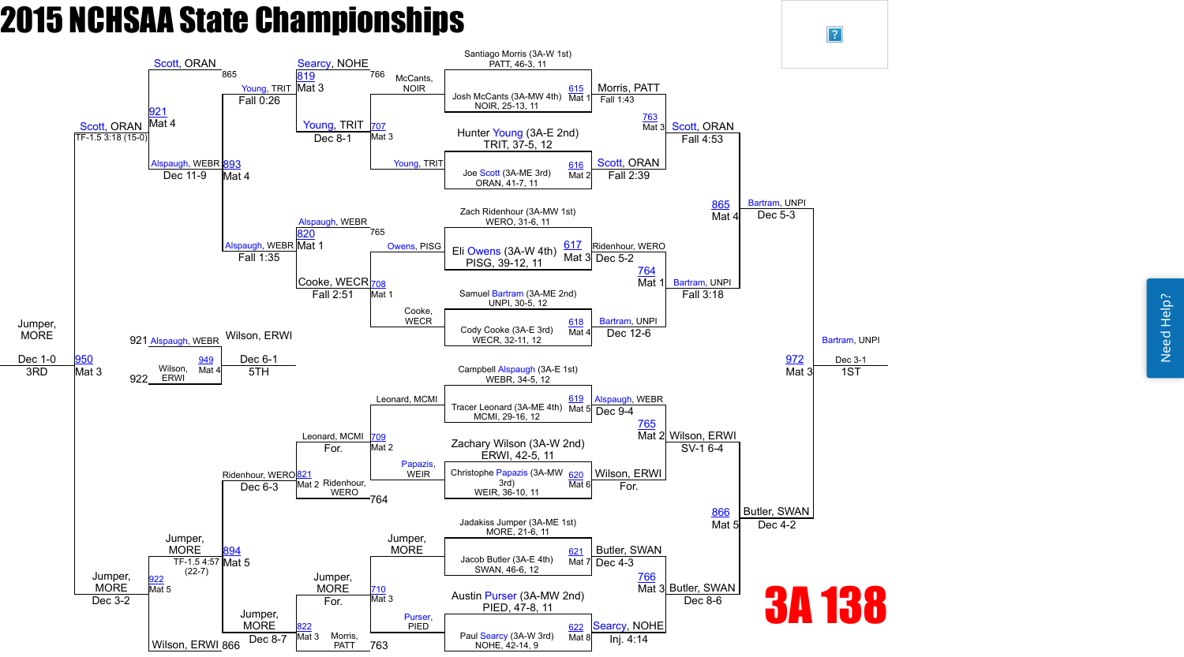# 2015 NCHSAA State Championships

## 3A 138

### Championship Bracket — First Round

| Bout | Mat | Wrestler 1 | Wrestler 2 | Winner | Result |
|---|---|---|---|---|---|
| 615 | Mat 1 | Santiago Morris (3A-W 1st) PATT, 46-3, 11 | Josh McCants (3A-MW 4th) NOIR, 25-13, 11 | Morris, PATT | Fall 1:43 |
| 616 | Mat 2 | Hunter Young (3A-E 2nd) TRIT, 37-5, 12 | Joe Scott (3A-ME 3rd) ORAN, 41-7, 11 | Scott, ORAN | Fall 2:39 |
| 617 | Mat 3 | Zach Ridenhour (3A-MW 1st) WERO, 31-6, 11 | Eli Owens (3A-W 4th) PISG, 39-12, 11 | Ridenhour, WERO | Dec 5-2 |
| 618 | Mat 4 | Samuel Bartram (3A-ME 2nd) UNPI, 30-5, 12 | Cody Cooke (3A-E 3rd) WECR, 32-11, 12 | Bartram, UNPI | Dec 12-6 |
| 619 | Mat 5 | Campbell Alspaugh (3A-E 1st) WEBR, 34-5, 12 | Tracer Leonard (3A-ME 4th) MCMI, 29-16, 12 | Alspaugh, WEBR | Dec 9-4 |
| 620 | Mat 6 | Zachary Wilson (3A-W 2nd) ERWI, 42-5, 11 | Christophe Papazis (3A-MW 3rd) WEIR, 36-10, 11 | Wilson, ERWI | For. |
| 621 | Mat 7 | Jadakiss Jumper (3A-ME 1st) MORE, 21-6, 11 | Jacob Butler (3A-E 4th) SWAN, 46-6, 12 | Butler, SWAN | Dec 4-3 |
| 622 | Mat 8 | Austin Purser (3A-MW 2nd) PIED, 47-8, 11 | Paul Searcy (3A-W 3rd) NOHE, 42-14, 9 | Searcy, NOHE | Inj. 4:14 |

### Championship Bracket — Quarterfinals

| Bout | Mat | Winner | Result |
|---|---|---|---|
| 763 | Mat 3 | Scott, ORAN | Fall 4:53 |
| 764 | Mat 1 | Bartram, UNPI | Fall 3:18 |
| 765 | Mat 2 | Wilson, ERWI | SV-1 6-4 |
| 766 | Mat 3 | Butler, SWAN | Dec 8-6 |

### Championship Bracket — Semifinals

| Bout | Mat | Winner | Result |
|---|---|---|---|
| 865 | Mat 4 | Bartram, UNPI | Dec 5-3 |
| 866 | Mat 5 | Butler, SWAN | Dec 4-2 |

### Championship Final

| Bout | Mat | Winner | Result | Place |
|---|---|---|---|---|
| 972 | Mat 3 | Bartram, UNPI | Dec 3-1 | 1ST |

### Consolation Bracket — First Round

| Bout | Mat | Wrestler 1 | Wrestler 2 | Winner | Result |
|---|---|---|---|---|---|
| 707 | Mat 3 | McCants, NOIR | Young, TRIT | Young, TRIT | Dec 8-1 |
| 708 | Mat 1 | Owens, PISG | Cooke, WECR | Cooke, WECR | Fall 2:51 |
| 709 | Mat 2 | Leonard, MCMI | Papazis, WEIR | Leonard, MCMI | For. |
| 710 | Mat 3 | Jumper, MORE | Purser, PIED | Jumper, MORE | For. |

### Consolation Bracket — Second Round

| Bout | Mat | Wrestler 1 | Wrestler 2 | Winner | Result |
|---|---|---|---|---|---|
| 819 | Mat 3 | Searcy, NOHE (766) | Young, TRIT | Young, TRIT | Fall 0:26 |
| 820 | Mat 1 | Alspaugh, WEBR (765) | Cooke, WECR | Alspaugh, WEBR | Fall 1:35 |
| 821 | Mat 2 | Leonard, MCMI | Ridenhour, WERO (764) | Ridenhour, WERO | Dec 6-3 |
| 822 | Mat 3 | Jumper, MORE | Morris, PATT (763) | Jumper, MORE | Dec 8-7 |

### Consolation Bracket — Quarterfinals

| Bout | Mat | Wrestler 1 | Wrestler 2 | Winner | Result |
|---|---|---|---|---|---|
| 893 | Mat 4 | Young, TRIT | Alspaugh, WEBR | Alspaugh, WEBR | Dec 11-9 |
| 894 | Mat 5 | Ridenhour, WERO | Jumper, MORE | Jumper, MORE | TF-1.5 4:57 (22-7) |

### Consolation Bracket — Semifinals

| Bout | Mat | Wrestler 1 | Wrestler 2 | Winner | Result |
|---|---|---|---|---|---|
| 921 | Mat 4 | Scott, ORAN (865) | Alspaugh, WEBR | Scott, ORAN | TF-1.5 3:18 (15-0) |
| 922 | Mat 5 | Jumper, MORE | Wilson, ERWI (866) | Jumper, MORE | Dec 3-2 |

### Placement Matches

| Bout | Mat | Wrestler 1 | Wrestler 2 | Winner | Result | Place |
|---|---|---|---|---|---|---|
| 950 | Mat 3 | Scott, ORAN | Jumper, MORE | Jumper, MORE | Dec 1-0 | 3RD |
| 949 | Mat 4 | Alspaugh, WEBR (921) | Wilson, ERWI (922) | Wilson, ERWI | Dec 6-1 | 5TH |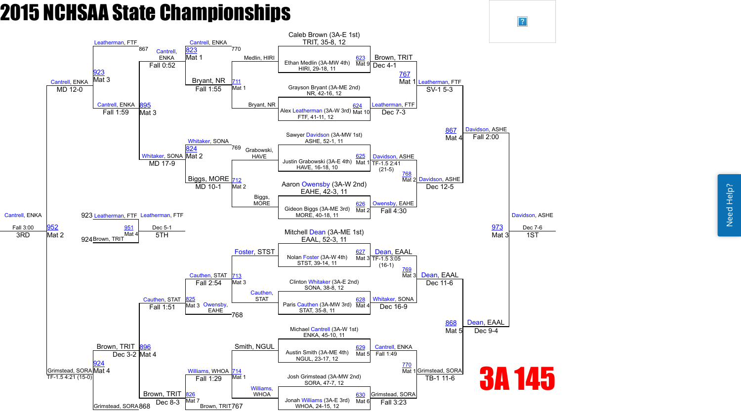# 2015 NCHSAA State Championships

## 3A 145

### Championship Bracket – First Round

| Bout | Mat | Wrestler 1 | Wrestler 2 | Winner | Result |
|---|---|---|---|---|---|
| 623 | Mat 9 | Caleb Brown (3A-E 1st), TRIT, 35-8, 12 | Ethan Medlin (3A-MW 4th), HIRI, 29-18, 11 | Brown, TRIT | Dec 4-1 |
| 624 | Mat 10 | Grayson Bryant (3A-ME 2nd), NR, 42-16, 12 | Alex Leatherman (3A-W 3rd), FTF, 41-11, 12 | Leatherman, FTF | Dec 7-3 |
| 625 | Mat 1 | Sawyer Davidson (3A-MW 1st), ASHE, 52-1, 11 | Justin Grabowski (3A-E 4th), HAVE, 16-18, 10 | Davidson, ASHE | TF-1.5 2:41 (21-5) |
| 626 | Mat 2 | Aaron Owensby (3A-W 2nd), EAHE, 42-3, 11 | Gideon Biggs (3A-ME 3rd), MORE, 40-18, 11 | Owensby, EAHE | Fall 4:30 |
| 627 | Mat 3 | Mitchell Dean (3A-ME 1st), EAAL, 52-3, 11 | Nolan Foster (3A-W 4th), STST, 39-14, 11 | Dean, EAAL | TF-1.5 3:05 (16-1) |
| 628 | Mat 4 | Clinton Whitaker (3A-E 2nd), SONA, 38-8, 12 | Paris Cauthen (3A-MW 3rd), STAT, 35-8, 11 | Whitaker, SONA | Dec 16-9 |
| 629 | Mat 5 | Michael Cantrell (3A-W 1st), ENKA, 45-10, 11 | Austin Smith (3A-ME 4th), NGUL, 23-17, 12 | Cantrell, ENKA | Fall 1:49 |
| 630 | Mat 6 | Josh Grimstead (3A-MW 2nd), SORA, 47-7, 12 | Jonah Williams (3A-E 3rd), WHOA, 24-15, 12 | Grimstead, SORA | Fall 3:23 |

### Championship Bracket – Semifinals

| Bout | Mat | Wrestler 1 | Wrestler 2 | Winner | Result |
|---|---|---|---|---|---|
| 767 | Mat 1 | Brown, TRIT | Leatherman, FTF | Leatherman, FTF | SV-1 5-3 |
| 768 | Mat 2 | Davidson, ASHE | Owensby, EAHE | Davidson, ASHE | Dec 12-5 |
| 769 | Mat 3 | Dean, EAAL | Whitaker, SONA | Dean, EAAL | Dec 11-6 |
| 770 | Mat 1 | Cantrell, ENKA | Grimstead, SORA | Grimstead, SORA | TB-1 11-6 |

### Championship Bracket – Finals

| Bout | Mat | Wrestler 1 | Wrestler 2 | Winner | Result |
|---|---|---|---|---|---|
| 867 | Mat 4 | Leatherman, FTF | Davidson, ASHE | Davidson, ASHE | Fall 2:00 |
| 868 | Mat 5 | Dean, EAAL | Grimstead, SORA | Dean, EAAL | Dec 9-4 |
| 973 | Mat 3 | Davidson, ASHE | Dean, EAAL | Davidson, ASHE | Dec 7-6 (1ST) |

### Consolation Bracket

| Bout | Mat | Wrestler 1 | Wrestler 2 | Winner | Result |
|---|---|---|---|---|---|
| 711 | Mat 1 | Medlin, HIRI | Bryant, NR | Bryant, NR | Fall 1:55 |
| 712 | Mat 2 | Grabowski, HAVE | Biggs, MORE | Biggs, MORE | MD 10-1 |
| 713 | Mat 3 | Foster, STST | Cauthen, STAT | Cauthen, STAT | Fall 2:54 |
| 714 | Mat 1 | Smith, NGUL | Williams, WHOA | Williams, WHOA | Fall 1:29 |
| 823 | Mat 1 | Cantrell, ENKA | Bryant, NR | Cantrell, ENKA | Fall 0:52 |
| 824 | Mat 2 | Whitaker, SONA | Biggs, MORE | Whitaker, SONA | MD 17-9 |
| 825 | Mat 3 | Cauthen, STAT | Owensby, EAHE | Cauthen, STAT | Fall 1:51 |
| 826 | Mat 7 | Williams, WHOA | Brown, TRIT | Brown, TRIT | Dec 8-3 |
| 895 | Mat 3 | Cantrell, ENKA | Whitaker, SONA | Cantrell, ENKA | Fall 1:59 |
| 896 | Mat 4 | Cauthen, STAT | Brown, TRIT | Brown, TRIT | Dec 3-2 |
| 923 | Mat 3 | Leatherman, FTF | Cantrell, ENKA | Cantrell, ENKA | MD 12-0 |
| 924 | Mat 4 | Brown, TRIT | Grimstead, SORA | Grimstead, SORA | TF-1.5 4:21 (15-0) |
| 951 | Mat 4 | Leatherman, FTF | Brown, TRIT | Leatherman, FTF | Dec 5-1 (5TH) |
| 952 | Mat 2 | Cantrell, ENKA | Grimstead, SORA | Cantrell, ENKA | Fall 3:00 (3RD) |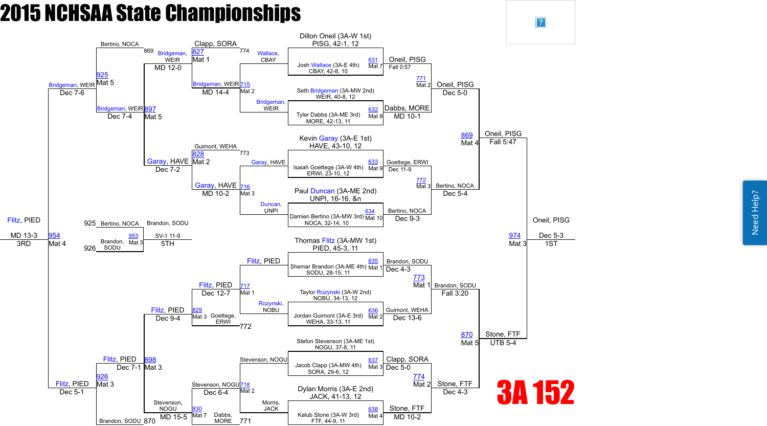# 2015 NCHSAA State Championships

## 3A 152

### Championship Bracket

**First Round**

| Match | Mat | Wrestler | Opponent | Winner | Result |
|---|---|---|---|---|---|
| 631 | Mat 7 | Dillon Oneil (3A-W 1st) PISG, 42-1, 12 | Josh Wallace (3A-E 4th) CBAY, 42-8, 10 | Oneil, PISG | Fall 0:57 |
| 632 | Mat 8 | Seth Bridgeman (3A-MW 2nd) WEIR, 40-8, 12 | Tyler Dabbs (3A-ME 3rd) MORE, 42-13, 11 | Dabbs, MORE | MD 10-1 |
| 633 | Mat 9 | Kevin Garay (3A-E 1st) HAVE, 43-10, 12 | Isaiah Goettege (3A-W 4th) ERWI, 23-10, 12 | Goettege, ERWI | Dec 11-9 |
| 634 | Mat 10 | Paul Duncan (3A-ME 2nd) UNPI, 16-16, &n | Damien Bertino (3A-MW 3rd) NOCA, 32-14, 10 | Bertino, NOCA | Dec 9-3 |
| 635 | Mat 1 | Thomas Flitz (3A-MW 1st) PIED, 45-3, 11 | Shemar Brandon (3A-ME 4th) SODU, 28-15, 11 | Brandon, SODU | Dec 4-3 |
| 636 | Mat 2 | Taylor Rozynski (3A-W 2nd) NOBU, 34-13, 12 | Jordan Guimont (3A-E 3rd) WEHA, 33-13, 11 | Guimont, WEHA | Dec 13-6 |
| 637 | Mat 3 | Stefon Stevenson (3A-ME 1st) NOGU, 37-8, 11 | Jacob Clapp (3A-MW 4th) SORA, 29-6, 12 | Clapp, SORA | Dec 5-0 |
| 638 | Mat 4 | Dylan Morris (3A-E 2nd) JACK, 41-13, 12 | Kalub Stone (3A-W 3rd) FTF, 44-9, 11 | Stone, FTF | MD 10-2 |

**Quarterfinals**

| Match | Mat | Winner | Result |
|---|---|---|---|
| 771 | Mat 2 | Oneil, PISG | Dec 5-0 |
| 772 | Mat 3 | Bertino, NOCA | Dec 5-4 |
| 773 | Mat 1 | Brandon, SODU | Fall 3:20 |
| 774 | Mat 2 | Stone, FTF | Dec 4-3 |

**Semifinals**

| Match | Mat | Winner | Result |
|---|---|---|---|
| 869 | Mat 4 | Oneil, PISG | Fall 5:47 |
| 870 | Mat 5 | Stone, FTF | UTB 5-4 |

**Final**

| Match | Mat | Winner | Result | Place |
|---|---|---|---|---|
| 974 | Mat 3 | Oneil, PISG | Dec 5-3 | 1ST |

### Consolation Bracket

**Consolation Round 1**

| Match | Mat | Wrestlers | Winner | Result |
|---|---|---|---|---|
| 715 | Mat 2 | Wallace, CBAY vs Bridgeman, WEIR | Bridgeman, WEIR | MD 14-4 |
| 716 | Mat 3 | Garay, HAVE vs Duncan, UNPI | Garay, HAVE | MD 10-2 |
| 717 | Mat 1 | Flitz, PIED vs Rozynski, NOBU | Flitz, PIED | Dec 12-7 |
| 718 | Mat 2 | Stevenson, NOGU vs Morris, JACK | Stevenson, NOGU | Dec 6-4 |

**Consolation Round 2**

| Match | Mat | Wrestlers | Winner | Result |
|---|---|---|---|---|
| 827 | Mat 1 | Clapp, SORA (774) vs Bridgeman, WEIR | Bridgeman, WEIR | MD 12-0 |
| 828 | Mat 2 | Guimont, WEHA (773) vs Garay, HAVE | Garay, HAVE | Dec 7-2 |
| 829 | Mat 3 | Flitz, PIED vs Goettege, ERWI (772) | Flitz, PIED | Dec 9-4 |
| 830 | Mat 7 | Stevenson, NOGU vs Dabbs, MORE (771) | Stevenson, NOGU | MD 15-5 |

**Consolation Semifinals**

| Match | Mat | Wrestlers | Winner | Result |
|---|---|---|---|---|
| 897 | Mat 5 | Bridgeman, WEIR vs Garay, HAVE | Bridgeman, WEIR | Dec 7-4 |
| 898 | Mat 3 | Flitz, PIED vs Stevenson, NOGU | Flitz, PIED | Dec 7-1 |

**Consolation Finals**

| Match | Mat | Wrestlers | Winner | Result |
|---|---|---|---|---|
| 925 | Mat 5 | Bertino, NOCA (869) vs Bridgeman, WEIR | Bridgeman, WEIR | Dec 7-6 |
| 926 | Mat 3 | Flitz, PIED vs Brandon, SODU (870) | Flitz, PIED | Dec 5-1 |

**3rd Place**

| Match | Mat | Winner | Result | Place |
|---|---|---|---|---|
| 954 | Mat 4 | Flitz, PIED | MD 13-3 | 3RD |

**5th Place**

| Match | Mat | Wrestlers | Winner | Result | Place |
|---|---|---|---|---|---|
| 953 | Mat 3 | Bertino, NOCA (925) vs Brandon, SODU (926) | Brandon, SODU | SV-1 11-9 | 5TH |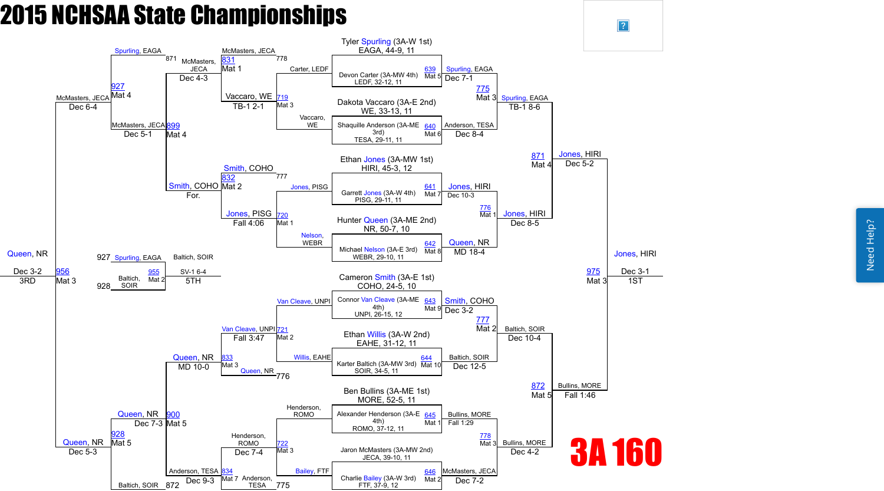# 2015 NCHSAA State Championships

## 3A 160

### Championship Bracket – First Round (Top Half)

| Wrestler | Opponent | Bout | Mat | Winner | Result |
|---|---|---|---|---|---|
| Tyler Spurling (3A-W 1st) EAGA, 44-9, 11 | Devon Carter (3A-MW 4th) LEDF, 32-12, 11 | 639 | Mat 5 | Spurling, EAGA | Dec 7-1 |
| Dakota Vaccaro (3A-E 2nd) WE, 33-13, 11 | Shaquille Anderson (3A-ME 3rd) TESA, 29-11, 11 | 640 | Mat 6 | Anderson, TESA | Dec 8-4 |
| Ethan Jones (3A-MW 1st) HIRI, 45-3, 12 | Garrett Jones (3A-W 4th) PISG, 29-11, 11 | 641 | Mat 7 | Jones, HIRI | Dec 10-3 |
| Hunter Queen (3A-ME 2nd) NR, 50-7, 10 | Michael Nelson (3A-E 3rd) WEBR, 29-10, 11 | 642 | Mat 8 | Queen, NR | MD 18-4 |

### Championship Bracket – First Round (Bottom Half)

| Wrestler | Opponent | Bout | Mat | Winner | Result |
|---|---|---|---|---|---|
| Cameron Smith (3A-E 1st) COHO, 24-5, 10 | Connor Van Cleave (3A-ME 4th) UNPI, 26-15, 12 | 643 | Mat 9 | Smith, COHO | Dec 3-2 |
| Ethan Willis (3A-W 2nd) EAHE, 31-12, 11 | Karter Baltich (3A-MW 3rd) SOIR, 34-5, 11 | 644 | Mat 10 | Baltich, SOIR | Dec 12-5 |
| Ben Bullins (3A-ME 1st) MORE, 52-5, 11 | Alexander Henderson (3A-E 4th) ROMO, 37-12, 11 | 645 | Mat 1 | Bullins, MORE | Fall 1:29 |
| Jaron McMasters (3A-MW 2nd) JECA, 39-10, 11 | Charlie Bailey (3A-W 3rd) FTF, 37-9, 12 | 646 | Mat 2 | McMasters, JECA | Dec 7-2 |

### Championship Semifinals

| Bout | Mat | Wrestlers | Winner | Result |
|---|---|---|---|---|
| 775 | Mat 3 | Spurling, EAGA vs. Anderson, TESA | Spurling, EAGA | TB-1 8-6 |
| 776 | Mat 1 | Jones, HIRI vs. Queen, NR | Jones, HIRI | Dec 8-5 |
| 777 | Mat 2 | Smith, COHO vs. Baltich, SOIR | Baltich, SOIR | Dec 10-4 |
| 778 | Mat 3 | Bullins, MORE vs. McMasters, JECA | Bullins, MORE | Dec 4-2 |

### Championship Quarterfinals / Final

| Bout | Mat | Wrestlers | Winner | Result |
|---|---|---|---|---|
| 871 | Mat 4 | Spurling, EAGA vs. Jones, HIRI | Jones, HIRI | Dec 5-2 |
| 872 | Mat 5 | Baltich, SOIR vs. Bullins, MORE | Bullins, MORE | Fall 1:46 |
| 975 | Mat 3 | Jones, HIRI vs. Bullins, MORE | Jones, HIRI | Dec 3-1 (1ST) |

### Consolation Bracket

| Bout | Mat | Wrestlers | Winner | Result |
|---|---|---|---|---|
| 719 | Mat 3 | Carter, LEDF vs. Vaccaro, WE | Vaccaro, WE | TB-1 2-1 |
| 720 | Mat 1 | Jones, PISG vs. Nelson, WEBR | Jones, PISG | Fall 4:06 |
| 721 | Mat 2 | Van Cleave, UNPI vs. Willis, EAHE | Van Cleave, UNPI | Fall 3:47 |
| 722 | Mat 3 | Henderson, ROMO vs. Bailey, FTF | Henderson, ROMO | Dec 7-4 |
| 831 | Mat 1 | McMasters, JECA (778) vs. Vaccaro, WE | McMasters, JECA | Dec 4-3 |
| 832 | Mat 2 | Smith, COHO (777) vs. Jones, PISG | Smith, COHO | For. |
| 833 | Mat 3 | Van Cleave, UNPI vs. Queen, NR (776) | Queen, NR | MD 10-0 |
| 834 | Mat 7 | Henderson, ROMO vs. Anderson, TESA (775) | Anderson, TESA | Dec 9-3 |
| 899 | Mat 4 | McMasters, JECA vs. Smith, COHO | McMasters, JECA | Dec 5-1 |
| 900 | Mat 5 | Queen, NR vs. Anderson, TESA | Queen, NR | Dec 7-3 |
| 927 | Mat 4 | Spurling, EAGA (871) vs. McMasters, JECA | McMasters, JECA | Dec 6-4 |
| 928 | Mat 5 | Queen, NR vs. Baltich, SOIR (872) | Queen, NR | Dec 5-3 |
| 955 | Mat 2 | Spurling, EAGA (927) vs. Baltich, SOIR (928) | Baltich, SOIR | SV-1 6-4 (5TH) |
| 956 | Mat 3 | McMasters, JECA vs. Queen, NR | Queen, NR | Dec 3-2 (3RD) |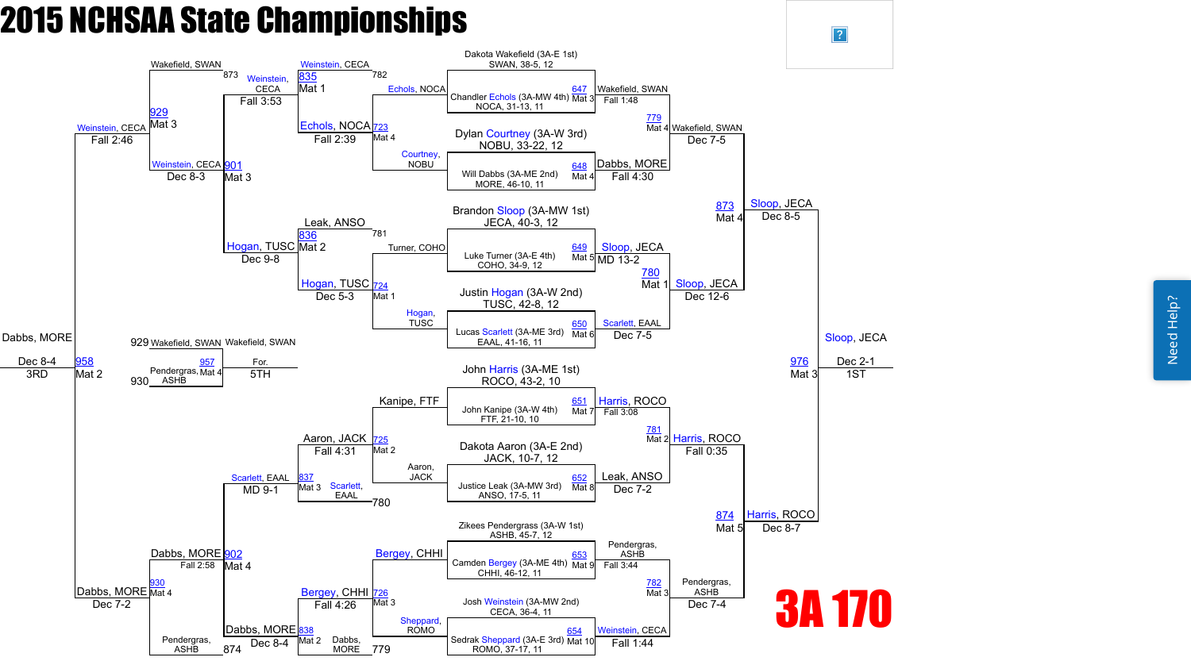# 2015 NCHSAA State Championships

## 3A 170

### Championship Bracket – First Round

| Bout | Mat | Wrestler 1 | Wrestler 2 | Winner | Result |
|---|---|---|---|---|---|
| 647 | Mat 3 | Dakota Wakefield (3A-E 1st) SWAN, 38-5, 12 | Chandler Echols (3A-MW 4th) NOCA, 31-13, 11 | Wakefield, SWAN | Fall 1:48 |
| 648 | Mat 4 | Dylan Courtney (3A-W 3rd) NOBU, 33-22, 12 | Will Dabbs (3A-ME 2nd) MORE, 46-10, 11 | Dabbs, MORE | Fall 4:30 |
| 649 | Mat 5 | Brandon Sloop (3A-MW 1st) JECA, 40-3, 12 | Luke Turner (3A-E 4th) COHO, 34-9, 12 | Sloop, JECA | MD 13-2 |
| 650 | Mat 6 | Justin Hogan (3A-W 2nd) TUSC, 42-8, 12 | Lucas Scarlett (3A-ME 3rd) EAAL, 41-16, 11 | Scarlett, EAAL | Dec 7-5 |
| 651 | Mat 7 | John Harris (3A-ME 1st) ROCO, 43-2, 10 | John Kanipe (3A-W 4th) FTF, 21-10, 10 | Harris, ROCO | Fall 3:08 |
| 652 | Mat 8 | Dakota Aaron (3A-E 2nd) JACK, 10-7, 12 | Justice Leak (3A-MW 3rd) ANSO, 17-5, 11 | Leak, ANSO | Dec 7-2 |
| 653 | Mat 9 | Zikees Pendergrass (3A-W 1st) ASHB, 45-7, 12 | Camden Bergey (3A-ME 4th) CHHI, 46-12, 11 | Pendergras, ASHB | Fall 3:44 |
| 654 | Mat 10 | Josh Weinstein (3A-MW 2nd) CECA, 36-4, 11 | Sedrak Sheppard (3A-E 3rd) ROMO, 37-17, 11 | Weinstein, CECA | Fall 1:44 |

### Championship Bracket – Quarterfinals

| Bout | Mat | Winner | Result |
|---|---|---|---|
| 779 | Mat 4 | Wakefield, SWAN | Dec 7-5 |
| 780 | Mat 1 | Sloop, JECA | Dec 12-6 |
| 781 | Mat 2 | Harris, ROCO | Fall 0:35 |
| 782 | Mat 3 | Pendergras, ASHB | Dec 7-4 |

### Championship Bracket – Semifinals

| Bout | Mat | Winner | Result |
|---|---|---|---|
| 873 | Mat 4 | Sloop, JECA | Dec 8-5 |
| 874 | Mat 5 | Harris, ROCO | Dec 8-7 |

### Championship Final

| Bout | Mat | Winner | Result | Place |
|---|---|---|---|---|
| 976 | Mat 3 | Sloop, JECA | Dec 2-1 | 1ST |

### Consolation Bracket

| Bout | Mat | Wrestlers | Winner | Result |
|---|---|---|---|---|
| 723 | Mat 4 | Echols, NOCA vs Courtney, NOBU | Echols, NOCA | Fall 2:39 |
| 724 | Mat 1 | Turner, COHO vs Hogan, TUSC | Hogan, TUSC | Dec 5-3 |
| 725 | Mat 2 | Kanipe, FTF vs Aaron, JACK | Aaron, JACK | Fall 4:31 |
| 726 | Mat 3 | Bergey, CHHI vs Sheppard, ROMO | Bergey, CHHI | Fall 4:26 |
| 835 | Mat 1 | Weinstein, CECA vs Echols, NOCA (782) | Weinstein, CECA | Fall 3:53 |
| 836 | Mat 2 | Leak, ANSO (781) vs Hogan, TUSC | Hogan, TUSC | Dec 9-8 |
| 837 | Mat 3 | Aaron, JACK vs Scarlett, EAAL (780) | Scarlett, EAAL | MD 9-1 |
| 838 | Mat 2 | Bergey, CHHI vs Dabbs, MORE (779) | Dabbs, MORE | Dec 8-4 |
| 901 | Mat 3 | Wakefield, SWAN (873) vs Weinstein, CECA | Weinstein, CECA | Dec 8-3 |
| 902 | Mat 4 | Scarlett, EAAL vs Dabbs, MORE | Dabbs, MORE | Fall 2:58 |
| 929 | Mat 3 | Wakefield, SWAN vs Weinstein, CECA | Weinstein, CECA | Fall 2:46 |
| 930 | Mat 4 | Dabbs, MORE vs Pendergras, ASHB (874) | Dabbs, MORE | Dec 7-2 |

### Placement Matches

| Bout | Mat | Wrestlers | Winner | Result | Place |
|---|---|---|---|---|---|
| 958 | Mat 2 | Weinstein, CECA vs Dabbs, MORE | Dabbs, MORE | Dec 8-4 | 3RD |
| 957 | Mat 4 | Wakefield, SWAN (929) vs Pendergras, ASHB (930) | Wakefield, SWAN | For. | 5TH |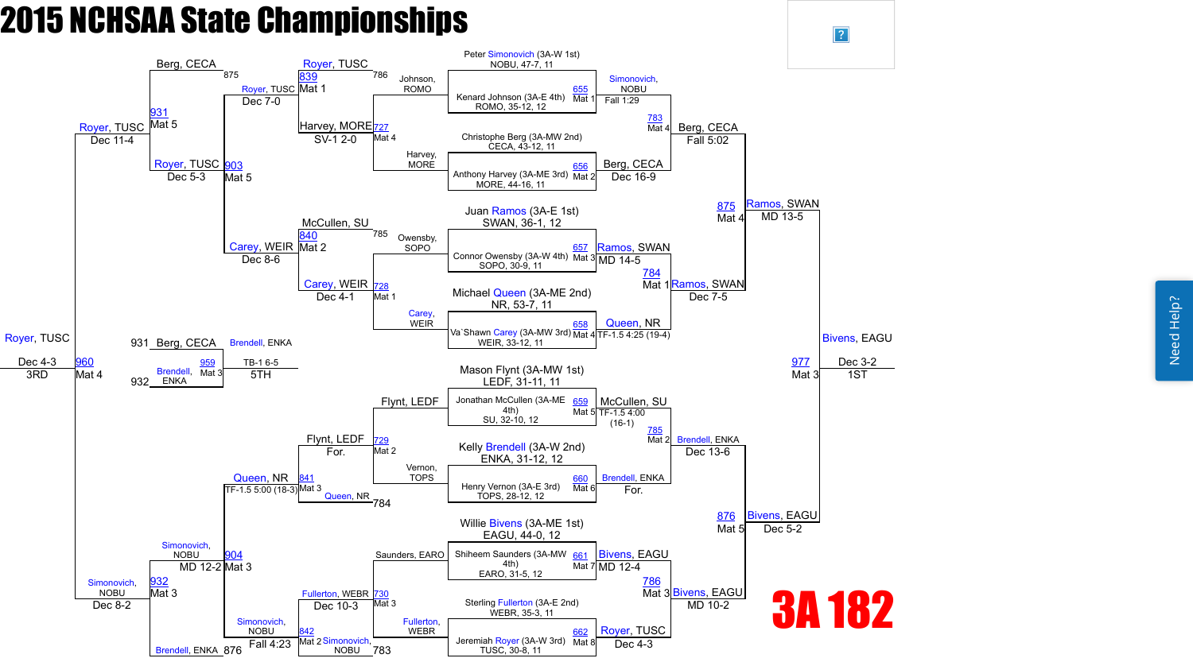# 2015 NCHSAA State Championships

## 3A 182

### Championship Bracket

**First Round**

| Bout | Mat | Wrestler 1 | Wrestler 2 | Winner | Result |
|---|---|---|---|---|---|
| 655 | Mat 1 | Peter Simonovich (3A-W 1st) NOBU, 47-7, 11 | Kenard Johnson (3A-E 4th) ROMO, 35-12, 12 | Simonovich, NOBU | Fall 1:29 |
| 656 | Mat 2 | Christophe Berg (3A-MW 2nd) CECA, 43-12, 11 | Anthony Harvey (3A-ME 3rd) MORE, 44-16, 11 | Berg, CECA | Dec 16-9 |
| 657 | Mat 3 | Juan Ramos (3A-E 1st) SWAN, 36-1, 12 | Connor Owensby (3A-W 4th) SOPO, 30-9, 11 | Ramos, SWAN | MD 14-5 |
| 658 | Mat 4 | Michael Queen (3A-ME 2nd) NR, 53-7, 11 | Va`Shawn Carey (3A-MW 3rd) WEIR, 33-12, 11 | Queen, NR | TF-1.5 4:25 (19-4) |
| 659 | Mat 5 | Mason Flynt (3A-MW 1st) LEDF, 31-11, 11 | Jonathan McCullen (3A-ME 4th) SU, 32-10, 12 | McCullen, SU | TF-1.5 4:00 (16-1) |
| 660 | Mat 6 | Kelly Brendell (3A-W 2nd) ENKA, 31-12, 12 | Henry Vernon (3A-E 3rd) TOPS, 28-12, 12 | Brendell, ENKA | For. |
| 661 | Mat 7 | Willie Bivens (3A-ME 1st) EAGU, 44-0, 12 | Shiheem Saunders (3A-MW 4th) EARO, 31-5, 12 | Bivens, EAGU | MD 12-4 |
| 662 | Mat 8 | Sterling Fullerton (3A-E 2nd) WEBR, 35-3, 11 | Jeremiah Royer (3A-W 3rd) TUSC, 30-8, 11 | Royer, TUSC | Dec 4-3 |

**Quarterfinals**

| Bout | Mat | Winner | Result |
|---|---|---|---|
| 783 | Mat 4 | Berg, CECA | Fall 5:02 |
| 784 | Mat 1 | Ramos, SWAN | Dec 7-5 |
| 785 | Mat 2 | Brendell, ENKA | Dec 13-6 |
| 786 | Mat 3 | Bivens, EAGU | MD 10-2 |

**Semifinals**

| Bout | Mat | Winner | Result |
|---|---|---|---|
| 875 | Mat 4 | Ramos, SWAN | MD 13-5 |
| 876 | Mat 5 | Bivens, EAGU | Dec 5-2 |

**Final**

| Bout | Mat | Winner | Result | Place |
|---|---|---|---|---|
| 977 | Mat 3 | Bivens, EAGU | Dec 3-2 | 1ST |

### Consolation Bracket

**Consolation Round 1**

| Bout | Mat | Wrestlers | Winner | Result |
|---|---|---|---|---|
| 727 | Mat 4 | Johnson, ROMO vs. Harvey, MORE | Harvey, MORE | SV-1 2-0 |
| 728 | Mat 1 | Owensby, SOPO vs. Carey, WEIR | Carey, WEIR | Dec 4-1 |
| 729 | Mat 2 | Flynt, LEDF vs. Vernon, TOPS | Flynt, LEDF | For. |
| 730 | Mat 3 | Saunders, EARO vs. Fullerton, WEBR | Fullerton, WEBR | Dec 10-3 |

**Consolation Round 2**

| Bout | Mat | Wrestlers | Winner | Result |
|---|---|---|---|---|
| 839 | Mat 1 | Royer, TUSC (786) vs. Harvey, MORE | Royer, TUSC | Dec 7-0 |
| 840 | Mat 2 | McCullen, SU (785) vs. Carey, WEIR | Carey, WEIR | Dec 8-6 |
| 841 | Mat 3 | Flynt, LEDF vs. Queen, NR (784) | Queen, NR | TF-1.5 5:00 (18-3) |
| 842 | Mat 2 | Fullerton, WEBR vs. Simonovich, NOBU (783) | Simonovich, NOBU | Fall 4:23 |

**Consolation Quarterfinals**

| Bout | Mat | Wrestlers | Winner | Result |
|---|---|---|---|---|
| 903 | Mat 5 | Royer, TUSC vs. Carey, WEIR | Royer, TUSC | Dec 5-3 |
| 904 | Mat 3 | Queen, NR vs. Simonovich, NOBU | Simonovich, NOBU | MD 12-2 |

**Consolation Semifinals**

| Bout | Mat | Wrestlers | Winner | Result |
|---|---|---|---|---|
| 931 | Mat 5 | Berg, CECA (875) vs. Royer, TUSC | Royer, TUSC | Dec 11-4 |
| 932 | Mat 3 | Simonovich, NOBU vs. Brendell, ENKA (876) | Simonovich, NOBU | Dec 8-2 |

**3rd Place**

| Bout | Mat | Winner | Result | Place |
|---|---|---|---|---|
| 960 | Mat 4 | Royer, TUSC | Dec 4-3 | 3RD |

**5th Place**

| Bout | Mat | Wrestlers | Winner | Result | Place |
|---|---|---|---|---|---|
| 959 | Mat 3 | Berg, CECA (931) vs. Brendell, ENKA (932) | Brendell, ENKA | TB-1 6-5 | 5TH |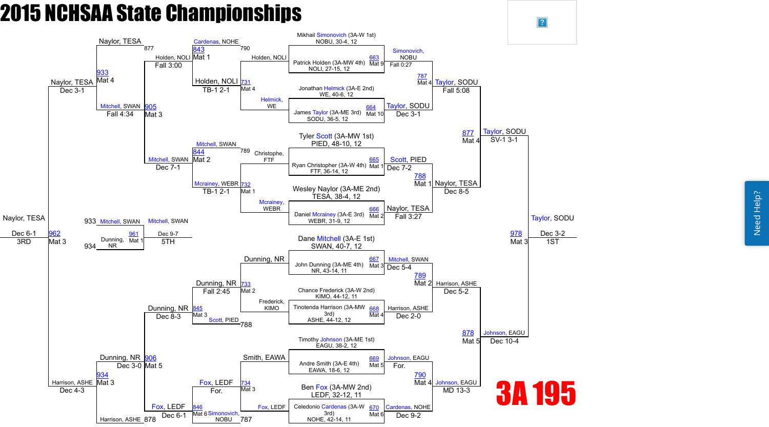# 2015 NCHSAA State Championships

## 3A 195

### Championship Bracket – First Round

| Bout | Mat | Wrestler | Wrestler | Winner | Result |
|---|---|---|---|---|---|
| 663 | Mat 9 | Mikhail Simonovich (3A-W 1st) NOBU, 30-4, 12 | Patrick Holden (3A-MW 4th) NOLI, 27-15, 12 | Simonovich, NOBU | Fall 0:27 |
| 664 | Mat 10 | Jonathan Helmick (3A-E 2nd) WE, 40-6, 12 | James Taylor (3A-ME 3rd) SODU, 36-5, 12 | Taylor, SODU | Dec 3-1 |
| 665 | Mat 1 | Tyler Scott (3A-MW 1st) PIED, 48-10, 12 | Ryan Christopher (3A-W 4th) FTF, 36-14, 12 | Scott, PIED | Dec 7-2 |
| 666 | Mat 2 | Wesley Naylor (3A-ME 2nd) TESA, 38-4, 12 | Daniel Mcrainey (3A-E 3rd) WEBR, 31-9, 12 | Naylor, TESA | Fall 3:27 |
| 667 | Mat 3 | Dane Mitchell (3A-E 1st) SWAN, 40-7, 12 | John Dunning (3A-ME 4th) NR, 43-14, 11 | Mitchell, SWAN | Dec 5-4 |
| 668 | Mat 4 | Chance Frederick (3A-W 2nd) KIMO, 44-12, 11 | Tinotenda Harrison (3A-MW 3rd) ASHE, 44-12, 12 | Harrison, ASHE | Dec 2-0 |
| 669 | Mat 5 | Timothy Johnson (3A-ME 1st) EAGU, 38-2, 12 | Andre Smith (3A-E 4th) EAWA, 18-6, 12 | Johnson, EAGU | For. |
| 670 | Mat 6 | Ben Fox (3A-MW 2nd) LEDF, 32-12, 11 | Celedonio Cardenas (3A-W 3rd) NOHE, 42-14, 11 | Cardenas, NOHE | Dec 9-2 |

### Championship Semifinals

| Bout | Mat | Wrestler | Wrestler | Winner | Result |
|---|---|---|---|---|---|
| 787 | Mat 4 | Simonovich, NOBU | Taylor, SODU | Taylor, SODU | Fall 5:08 |
| 788 | Mat 1 | Scott, PIED | Naylor, TESA | Naylor, TESA | Dec 8-5 |
| 789 | Mat 2 | Mitchell, SWAN | Harrison, ASHE | Harrison, ASHE | Dec 5-2 |
| 790 | Mat 4 | Johnson, EAGU | Cardenas, NOHE | Johnson, EAGU | MD 13-3 |

### Championship Quarterfinal/Final Rounds

| Bout | Mat | Wrestler | Wrestler | Winner | Result |
|---|---|---|---|---|---|
| 877 | Mat 4 | Taylor, SODU | Naylor, TESA | Taylor, SODU | SV-1 3-1 |
| 878 | Mat 5 | Harrison, ASHE | Johnson, EAGU | Johnson, EAGU | Dec 10-4 |
| 978 | Mat 3 | Taylor, SODU | Johnson, EAGU | Taylor, SODU | Dec 3-2 (1ST) |

### Consolation Bracket

| Bout | Mat | Wrestler | Wrestler | Winner | Result |
|---|---|---|---|---|---|
| 731 | Mat 4 | Holden, NOLI | Helmick, WE | Holden, NOLI | TB-1 2-1 |
| 732 | Mat 1 | Christophe, FTF | Mcrainey, WEBR | Mcrainey, WEBR | TB-1 2-1 |
| 733 | Mat 2 | Dunning, NR | Frederick, KIMO | Dunning, NR | Fall 2:45 |
| 734 | Mat 3 | Smith, EAWA | Fox, LEDF | Fox, LEDF | For. |
| 843 | Mat 1 | Cardenas, NOHE (790) | Holden, NOLI | Holden, NOLI | Fall 3:00 |
| 844 | Mat 2 | Mitchell, SWAN (789) | Mcrainey, WEBR | Mitchell, SWAN | Dec 7-1 |
| 845 | Mat 3 | Dunning, NR | Scott, PIED (788) | Dunning, NR | Dec 8-3 |
| 846 | Mat 6 | Fox, LEDF | Simonovich, NOBU (787) | Fox, LEDF | Dec 6-1 |
| 905 | Mat 3 | Holden, NOLI | Mitchell, SWAN | Mitchell, SWAN | Fall 4:34 |
| 906 | Mat 5 | Dunning, NR | Fox, LEDF | Dunning, NR | Dec 3-0 |
| 933 | Mat 4 | Naylor, TESA (877) | Mitchell, SWAN | Naylor, TESA | Dec 3-1 |
| 934 | Mat 3 | Dunning, NR | Harrison, ASHE (878) | Harrison, ASHE | Dec 4-3 |
| 961 | Mat 1 | Mitchell, SWAN (933) | Dunning, NR (934) | Mitchell, SWAN | Dec 9-7 (5TH) |
| 962 | Mat 3 | Naylor, TESA | Harrison, ASHE | Naylor, TESA | Dec 6-1 (3RD) |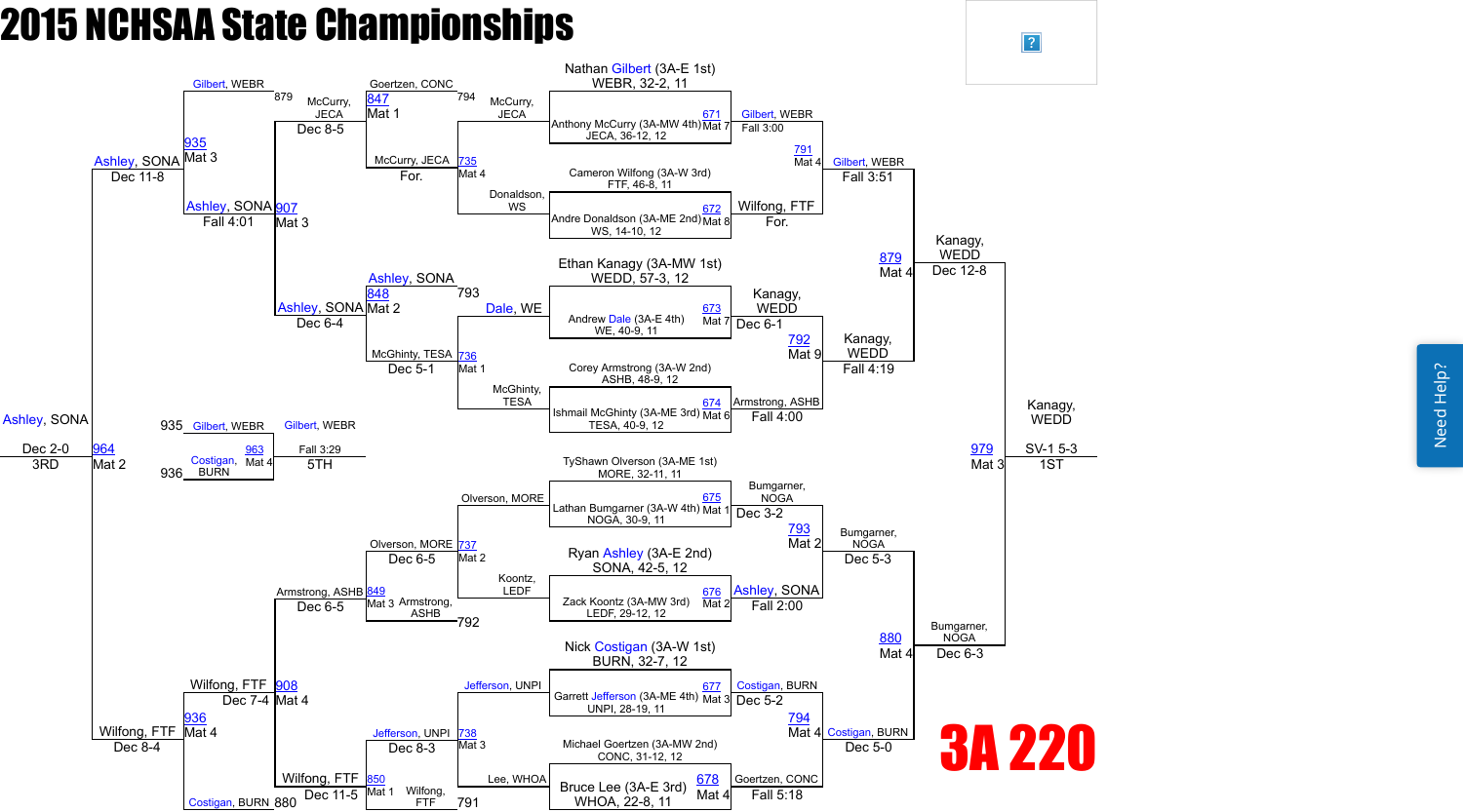# 2015 NCHSAA State Championships

## 3A 220

### Championship Bracket

**First Round**

| Bout | Mat | Wrestler 1 | Wrestler 2 | Winner | Result |
|---|---|---|---|---|---|
| 671 | Mat 7 | Nathan Gilbert (3A-E 1st) WEBR, 32-2, 11 | Anthony McCurry (3A-MW 4th) JECA, 36-12, 12 | Gilbert, WEBR | Fall 3:00 |
| 672 | Mat 8 | Cameron Wilfong (3A-W 3rd) FTF, 46-8, 11 | Andre Donaldson (3A-ME 2nd) WS, 14-10, 12 | Wilfong, FTF | For. |
| 673 | Mat 7 | Ethan Kanagy (3A-MW 1st) WEDD, 57-3, 12 | Andrew Dale (3A-E 4th) WE, 40-9, 11 | Kanagy, WEDD | Dec 6-1 |
| 674 | Mat 6 | Corey Armstrong (3A-W 2nd) ASHB, 48-9, 12 | Ishmail McGhinty (3A-ME 3rd) TESA, 40-9, 12 | Armstrong, ASHB | Fall 4:00 |
| 675 | Mat 1 | TyShawn Olverson (3A-ME 1st) MORE, 32-11, 11 | Lathan Bumgarner (3A-W 4th) NOGA, 30-9, 11 | Bumgarner, NOGA | Dec 3-2 |
| 676 | Mat 2 | Ryan Ashley (3A-E 2nd) SONA, 42-5, 12 | Zack Koontz (3A-MW 3rd) LEDF, 29-12, 12 | Ashley, SONA | Fall 2:00 |
| 677 | Mat 3 | Nick Costigan (3A-W 1st) BURN, 32-7, 12 | Garrett Jefferson (3A-ME 4th) UNPI, 28-19, 11 | Costigan, BURN | Dec 5-2 |
| 678 | Mat 4 | Michael Goertzen (3A-MW 2nd) CONC, 31-12, 12 | Bruce Lee (3A-E 3rd) WHOA, 22-8, 11 | Goertzen, CONC | Fall 5:18 |

**Quarterfinals**

| Bout | Mat | Winner | Result |
|---|---|---|---|
| 791 | Mat 4 | Gilbert, WEBR | Fall 3:51 |
| 792 | Mat 9 | Kanagy, WEDD | Fall 4:19 |
| 793 | Mat 2 | Bumgarner, NOGA | Dec 5-3 |
| 794 | Mat 4 | Costigan, BURN | Dec 5-0 |

**Semifinals**

| Bout | Mat | Winner | Result |
|---|---|---|---|
| 879 | Mat 4 | Kanagy, WEDD | Dec 12-8 |
| 880 | Mat 4 | Bumgarner, NOGA | Dec 6-3 |

**Final**

| Bout | Mat | Winner | Result |
|---|---|---|---|
| 979 | Mat 3 | Kanagy, WEDD | SV-1 5-3 (1ST) |

### Consolation Bracket

**First Round (Consolation)**

| Bout | Mat | Wrestler 1 | Wrestler 2 | Winner | Result |
|---|---|---|---|---|---|
| 735 | Mat 4 | McCurry, JECA | Donaldson, WS | McCurry, JECA | For. |
| 736 | Mat 1 | Dale, WE | McGhinty, TESA | McGhinty, TESA | Dec 5-1 |
| 737 | Mat 2 | Olverson, MORE | Koontz, LEDF | Olverson, MORE | Dec 6-5 |
| 738 | Mat 3 | Jefferson, UNPI | Lee, WHOA | Jefferson, UNPI | Dec 8-3 |

**Second Round (Consolation)**

| Bout | Mat | Wrestler 1 | Wrestler 2 | Winner | Result |
|---|---|---|---|---|---|
| 847 | Mat 1 | Goertzen, CONC (794) | McCurry, JECA | McCurry, JECA | Dec 8-5 |
| 848 | Mat 2 | Ashley, SONA (793) | McGhinty, TESA | Ashley, SONA | Dec 6-4 |
| 849 | Mat 3 | Olverson, MORE | Armstrong, ASHB (792) | Armstrong, ASHB | Dec 6-5 |
| 850 | Mat 1 | Jefferson, UNPI | Wilfong, FTF (791) | Wilfong, FTF | Dec 11-5 |

**Consolation Quarterfinals**

| Bout | Mat | Winner | Result |
|---|---|---|---|
| 907 | Mat 3 | Ashley, SONA | Fall 4:01 |
| 908 | Mat 4 | Wilfong, FTF | Dec 7-4 |

**Consolation Semifinals**

| Bout | Mat | Wrestler 1 | Wrestler 2 | Winner | Result |
|---|---|---|---|---|---|
| 935 | Mat 3 | Gilbert, WEBR (879) | Ashley, SONA | Ashley, SONA | Dec 11-8 |
| 936 | Mat 4 | Wilfong, FTF | Costigan, BURN (880) | Wilfong, FTF | Dec 8-4 |

**3rd Place**

| Bout | Mat | Winner | Result |
|---|---|---|---|
| 964 | Mat 2 | Ashley, SONA | Dec 2-0 (3RD) |

**5th Place**

| Bout | Mat | Wrestler 1 | Wrestler 2 | Winner | Result |
|---|---|---|---|---|---|
| 963 | Mat 4 | Gilbert, WEBR (935) | Costigan, BURN (936) | Gilbert, WEBR | Fall 3:29 (5TH) |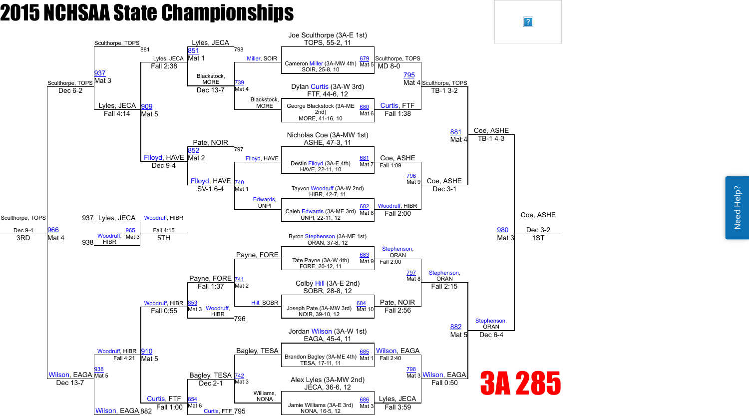# 2015 NCHSAA State Championships

## 3A 285

### Championship Bracket

**Joe Sculthorpe (3A-E 1st)** TOPS, 55-2, 11
**Cameron Miller (3A-MW 4th)** SOIR, 25-8, 10
Bout 679, Mat 5 — Sculthorpe, TOPS, MD 8-0

**Dylan Curtis (3A-W 3rd)** FTF, 44-6, 12
**George Blackstock (3A-ME 2nd)** MORE, 41-16, 10
Bout 680, Mat 6 — Curtis, FTF, Fall 1:38

**Nicholas Coe (3A-MW 1st)** ASHE, 47-3, 11
**Destin Flloyd (3A-E 4th)** HAVE, 22-11, 10
Bout 681, Mat 7 — Coe, ASHE, Fall 1:09

**Tayvon Woodruff (3A-W 2nd)** HIBR, 42-7, 11
**Caleb Edwards (3A-ME 3rd)** UNPI, 22-11, 12
Bout 682, Mat 8 — Woodruff, HIBR, Fall 2:00

**Byron Stephenson (3A-ME 1st)** ORAN, 37-8, 12
**Tate Payne (3A-W 4th)** FORE, 20-12, 11
Bout 683, Mat 9 — Stephenson, ORAN, Fall 2:00

**Colby Hill (3A-E 2nd)** SOBR, 28-8, 12
**Joseph Pate (3A-MW 3rd)** NOIR, 39-10, 12
Bout 684, Mat 10 — Pate, NOIR, Fall 2:56

**Jordan Wilson (3A-W 1st)** EAGA, 45-4, 11
**Brandon Bagley (3A-ME 4th)** TESA, 17-11, 11
Bout 685, Mat 1 — Wilson, EAGA, Fall 2:40

**Alex Lyles (3A-MW 2nd)** JECA, 36-6, 12
**Jamie Williams (3A-E 3rd)** NONA, 16-5, 12
Bout 686, Mat 3 — Lyles, JECA, Fall 3:59

Quarterfinals:
- Bout 795, Mat 4 — Sculthorpe, TOPS, TB-1 3-2
- Bout 796, Mat 9 — Coe, ASHE, Dec 3-1
- Bout 797, Mat 8 — Stephenson, ORAN, Fall 2:15
- Bout 798, Mat 3 — Wilson, EAGA, Fall 0:50

Semifinals:
- Bout 881, Mat 4 — Coe, ASHE, TB-1 4-3
- Bout 882, Mat 5 — Stephenson, ORAN, Dec 6-4

Final:
- Bout 980, Mat 3 — Coe, ASHE, Dec 3-2 — 1ST

### Consolation Bracket

First round consolation:
- Bout 739, Mat 4 — Miller, SOIR vs Blackstock, MORE — Blackstock, MORE
- Bout 740, Mat 1 — Flloyd, HAVE vs Edwards, UNPI — Flloyd, HAVE, SV-1 6-4
- Bout 741, Mat 2 — Payne, FORE vs Hill, SOBR — Payne, FORE, Fall 1:37
- Bout 742, Mat 3 — Bagley, TESA vs Williams, NONA — Bagley, TESA, Dec 2-1

Second round consolation:
- Bout 851, Mat 1 — Lyles, JECA (798) vs Blackstock, MORE — Lyles, JECA, Dec 13-7
- Bout 852, Mat 2 — Pate, NOIR (797) vs Flloyd, HAVE — Flloyd, HAVE, Dec 9-4
- Bout 853, Mat 3 — Woodruff, HIBR (796) vs Payne, FORE — Woodruff, HIBR, Fall 0:55
- Bout 854, Mat 6 — Curtis, FTF (795) vs Bagley, TESA — Curtis, FTF, Fall 1:00

Consolation quarterfinals:
- Bout 909, Mat 5 — Sculthorpe, TOPS (881) vs Lyles, JECA — Lyles, JECA, Fall 2:38
- Bout 910, Mat 5 — Woodruff, HIBR vs Curtis, FTF — Woodruff, HIBR, Fall 4:21

Consolation semifinals:
- Bout 937, Mat 3 — Sculthorpe, TOPS vs Lyles, JECA — Sculthorpe, TOPS, Fall 4:14
- Bout 938, Mat 5 — Woodruff, HIBR vs Wilson, EAGA (882) — Wilson, EAGA, Dec 6-2

Third place:
- Bout 966, Mat 4 — Sculthorpe, TOPS vs Wilson, EAGA, Dec 13-7 — Sculthorpe, TOPS, Dec 9-4 — 3RD

Fifth place:
- Bout 965, Mat 3 — Lyles, JECA (937) vs Woodruff, HIBR (938) — Woodruff, HIBR, Fall 4:15 — 5TH